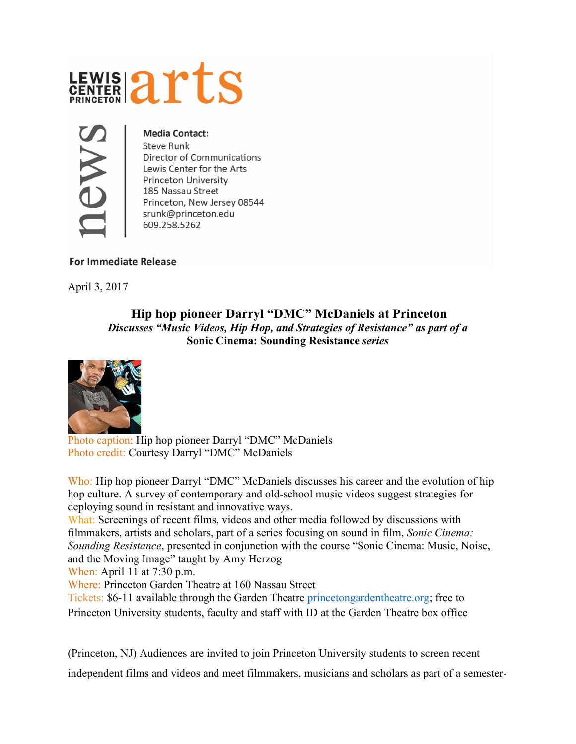**LEWIS CENTER PRINCETON arts**

**news**

**Media Contact:**
Steve Runk
Director of Communications
Lewis Center for the Arts
Princeton University
185 Nassau Street
Princeton, New Jersey 08544
srunk@princeton.edu
609.258.5262

**For Immediate Release**

April 3, 2017

# Hip hop pioneer Darryl "DMC" McDaniels at Princeton

***Discusses "Music Videos, Hip Hop, and Strategies of Resistance" as part of a*** **Sonic Cinema: Sounding Resistance** ***series***

Photo caption: Hip hop pioneer Darryl "DMC" McDaniels
Photo credit: Courtesy Darryl "DMC" McDaniels

Who: Hip hop pioneer Darryl "DMC" McDaniels discusses his career and the evolution of hip hop culture. A survey of contemporary and old-school music videos suggest strategies for deploying sound in resistant and innovative ways.
What: Screenings of recent films, videos and other media followed by discussions with filmmakers, artists and scholars, part of a series focusing on sound in film, *Sonic Cinema: Sounding Resistance*, presented in conjunction with the course "Sonic Cinema: Music, Noise, and the Moving Image" taught by Amy Herzog
When: April 11 at 7:30 p.m.
Where: Princeton Garden Theatre at 160 Nassau Street
Tickets: $6-11 available through the Garden Theatre princetongardentheatre.org; free to Princeton University students, faculty and staff with ID at the Garden Theatre box office

(Princeton, NJ) Audiences are invited to join Princeton University students to screen recent independent films and videos and meet filmmakers, musicians and scholars as part of a semester-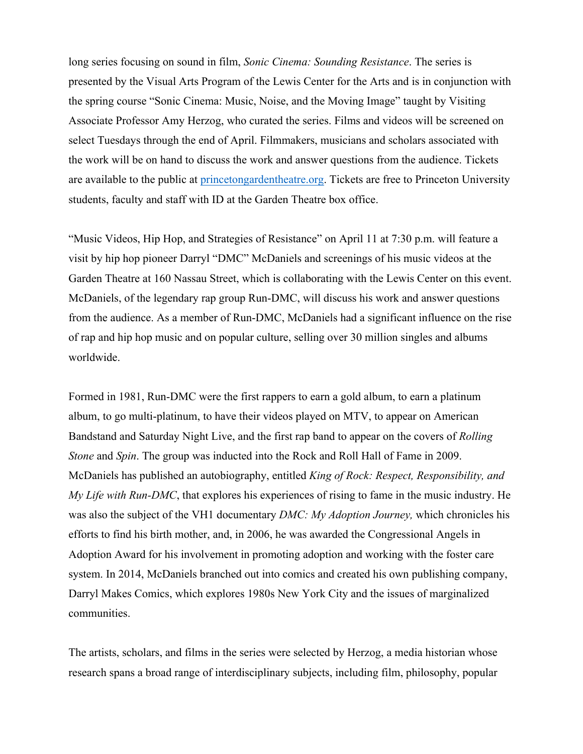long series focusing on sound in film, *Sonic Cinema: Sounding Resistance*. The series is presented by the Visual Arts Program of the Lewis Center for the Arts and is in conjunction with the spring course "Sonic Cinema: Music, Noise, and the Moving Image" taught by Visiting Associate Professor Amy Herzog, who curated the series. Films and videos will be screened on select Tuesdays through the end of April. Filmmakers, musicians and scholars associated with the work will be on hand to discuss the work and answer questions from the audience. Tickets are available to the public at [princetongardentheatre.org](princetongardentheatre.org). Tickets are free to Princeton University students, faculty and staff with ID at the Garden Theatre box office.

"Music Videos, Hip Hop, and Strategies of Resistance" on April 11 at 7:30 p.m. will feature a visit by hip hop pioneer Darryl "DMC" McDaniels and screenings of his music videos at the Garden Theatre at 160 Nassau Street, which is collaborating with the Lewis Center on this event. McDaniels, of the legendary rap group Run-DMC, will discuss his work and answer questions from the audience. As a member of Run-DMC, McDaniels had a significant influence on the rise of rap and hip hop music and on popular culture, selling over 30 million singles and albums worldwide.

Formed in 1981, Run-DMC were the first rappers to earn a gold album, to earn a platinum album, to go multi-platinum, to have their videos played on MTV, to appear on American Bandstand and Saturday Night Live, and the first rap band to appear on the covers of *Rolling Stone* and *Spin*. The group was inducted into the Rock and Roll Hall of Fame in 2009. McDaniels has published an autobiography, entitled *King of Rock: Respect, Responsibility, and My Life with Run-DMC*, that explores his experiences of rising to fame in the music industry. He was also the subject of the VH1 documentary *DMC: My Adoption Journey,* which chronicles his efforts to find his birth mother, and, in 2006, he was awarded the Congressional Angels in Adoption Award for his involvement in promoting adoption and working with the foster care system. In 2014, McDaniels branched out into comics and created his own publishing company, Darryl Makes Comics, which explores 1980s New York City and the issues of marginalized communities.

The artists, scholars, and films in the series were selected by Herzog, a media historian whose research spans a broad range of interdisciplinary subjects, including film, philosophy, popular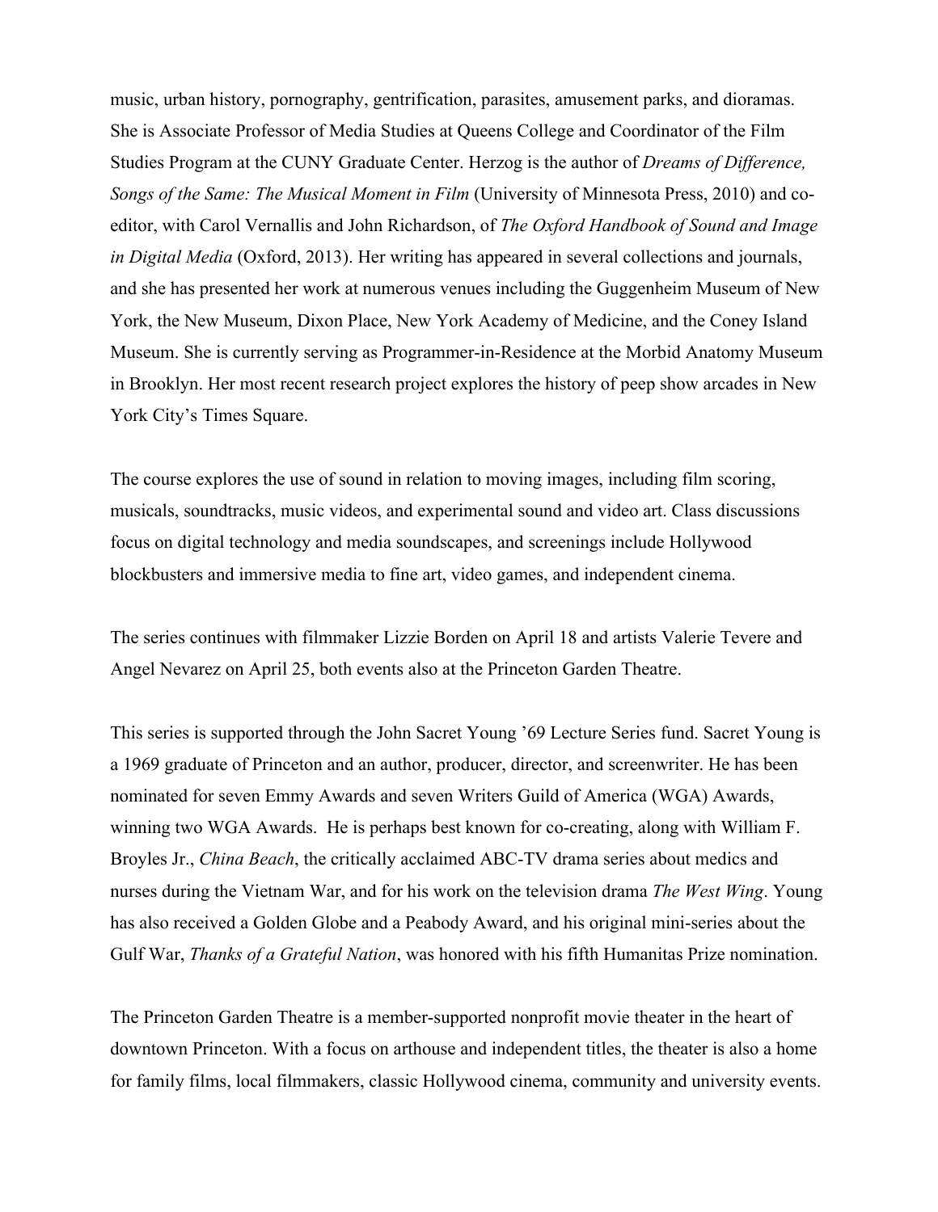music, urban history, pornography, gentrification, parasites, amusement parks, and dioramas. She is Associate Professor of Media Studies at Queens College and Coordinator of the Film Studies Program at the CUNY Graduate Center. Herzog is the author of *Dreams of Difference, Songs of the Same: The Musical Moment in Film* (University of Minnesota Press, 2010) and co-editor, with Carol Vernallis and John Richardson, of *The Oxford Handbook of Sound and Image in Digital Media* (Oxford, 2013). Her writing has appeared in several collections and journals, and she has presented her work at numerous venues including the Guggenheim Museum of New York, the New Museum, Dixon Place, New York Academy of Medicine, and the Coney Island Museum. She is currently serving as Programmer-in-Residence at the Morbid Anatomy Museum in Brooklyn. Her most recent research project explores the history of peep show arcades in New York City's Times Square.

The course explores the use of sound in relation to moving images, including film scoring, musicals, soundtracks, music videos, and experimental sound and video art. Class discussions focus on digital technology and media soundscapes, and screenings include Hollywood blockbusters and immersive media to fine art, video games, and independent cinema.

The series continues with filmmaker Lizzie Borden on April 18 and artists Valerie Tevere and Angel Nevarez on April 25, both events also at the Princeton Garden Theatre.

This series is supported through the John Sacret Young '69 Lecture Series fund. Sacret Young is a 1969 graduate of Princeton and an author, producer, director, and screenwriter. He has been nominated for seven Emmy Awards and seven Writers Guild of America (WGA) Awards, winning two WGA Awards. He is perhaps best known for co-creating, along with William F. Broyles Jr., *China Beach*, the critically acclaimed ABC-TV drama series about medics and nurses during the Vietnam War, and for his work on the television drama *The West Wing*. Young has also received a Golden Globe and a Peabody Award, and his original mini-series about the Gulf War, *Thanks of a Grateful Nation*, was honored with his fifth Humanitas Prize nomination.

The Princeton Garden Theatre is a member-supported nonprofit movie theater in the heart of downtown Princeton. With a focus on arthouse and independent titles, the theater is also a home for family films, local filmmakers, classic Hollywood cinema, community and university events.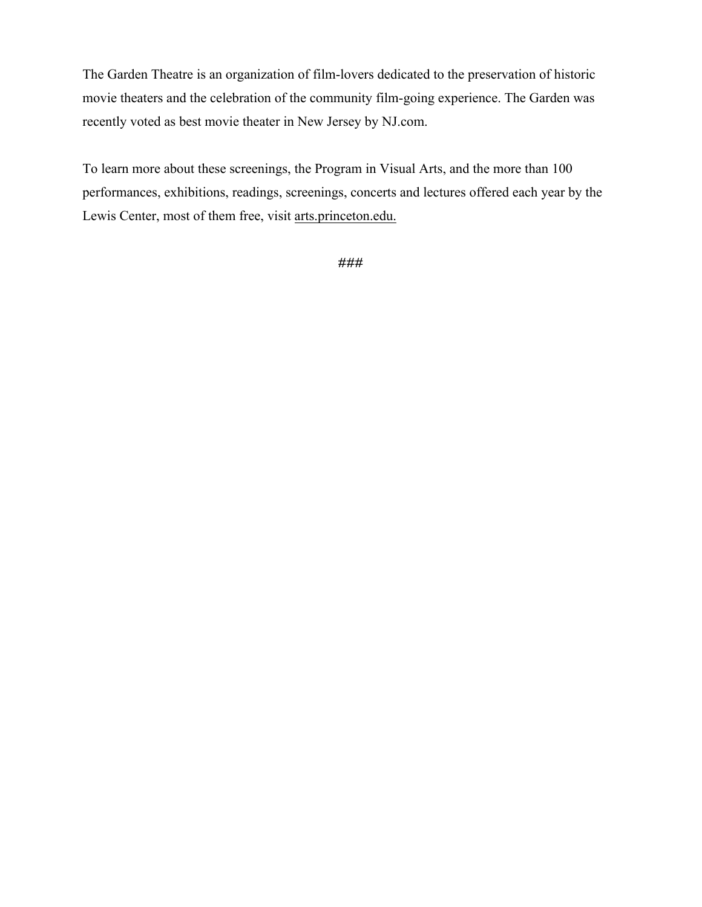The Garden Theatre is an organization of film-lovers dedicated to the preservation of historic movie theaters and the celebration of the community film-going experience. The Garden was recently voted as best movie theater in New Jersey by NJ.com.

To learn more about these screenings, the Program in Visual Arts, and the more than 100 performances, exhibitions, readings, screenings, concerts and lectures offered each year by the Lewis Center, most of them free, visit arts.princeton.edu.

###